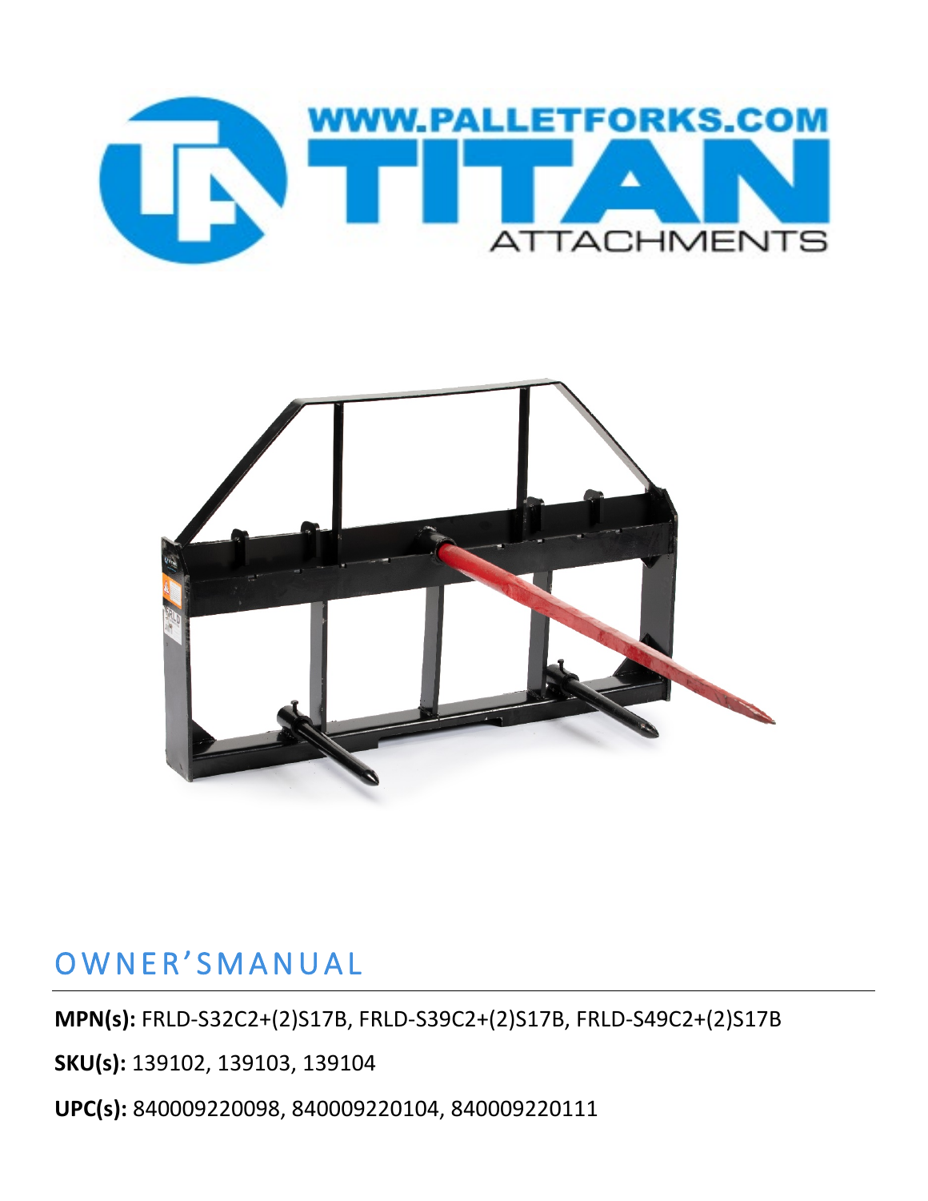# OWNER'SMANUAL

**MPN(s):** FRLD-S32C2+(2)S17B, FRLD-S39C2+(2)S17B, FRLD-S49C2+(2)S17B

**SKU(s):** 139102, 139103, 139104

**UPC(s):** 840009220098, 840009220104, 840009220111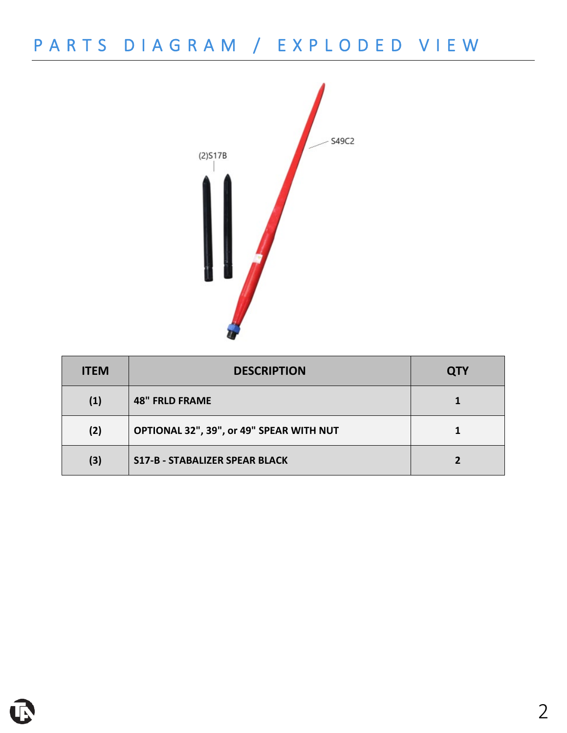# PARTS DIAGRAM / EXPLODED VIEW

(2)S17B

S49C2

| ITEM | DESCRIPTION | QTY |
| --- | --- | --- |
| (1) | 48" FRLD FRAME | 1 |
| (2) | OPTIONAL 32", 39", or 49" SPEAR WITH NUT | 1 |
| (3) | S17-B - STABALIZER SPEAR BLACK | 2 |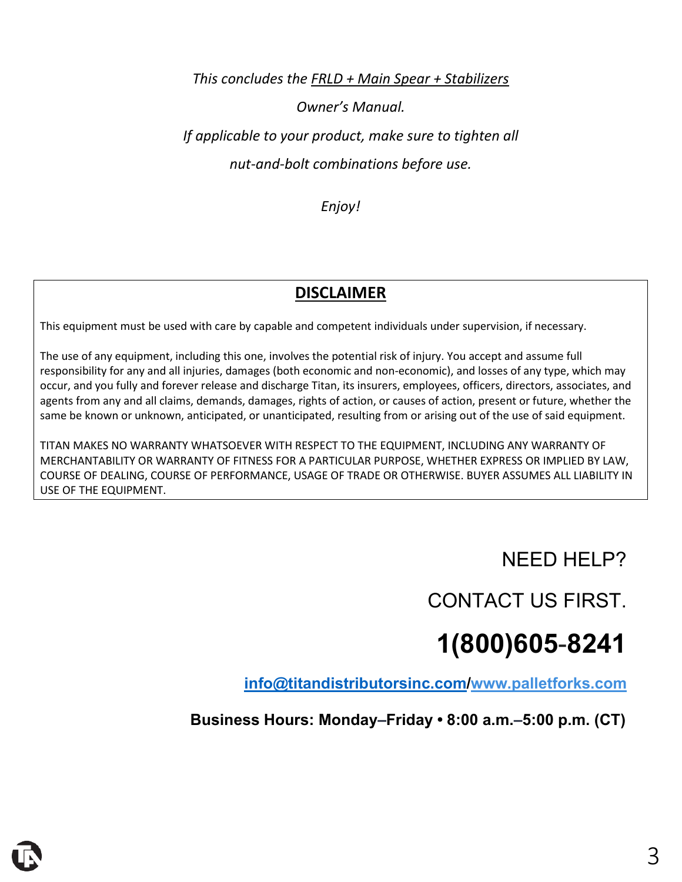*This concludes the FRLD + Main Spear + Stabilizers*

*Owner's Manual.*

*If applicable to your product, make sure to tighten all*

*nut-and-bolt combinations before use.*

*Enjoy!*

## DISCLAIMER

This equipment must be used with care by capable and competent individuals under supervision, if necessary.

The use of any equipment, including this one, involves the potential risk of injury. You accept and assume full responsibility for any and all injuries, damages (both economic and non-economic), and losses of any type, which may occur, and you fully and forever release and discharge Titan, its insurers, employees, officers, directors, associates, and agents from any and all claims, demands, damages, rights of action, or causes of action, present or future, whether the same be known or unknown, anticipated, or unanticipated, resulting from or arising out of the use of said equipment.

TITAN MAKES NO WARRANTY WHATSOEVER WITH RESPECT TO THE EQUIPMENT, INCLUDING ANY WARRANTY OF MERCHANTABILITY OR WARRANTY OF FITNESS FOR A PARTICULAR PURPOSE, WHETHER EXPRESS OR IMPLIED BY LAW, COURSE OF DEALING, COURSE OF PERFORMANCE, USAGE OF TRADE OR OTHERWISE. BUYER ASSUMES ALL LIABILITY IN USE OF THE EQUIPMENT.

NEED HELP?

CONTACT US FIRST.

**1(800)605-8241**

**info@titandistributorsinc.com/www.palletforks.com**

**Business Hours: Monday–Friday • 8:00 a.m.–5:00 p.m. (CT)**